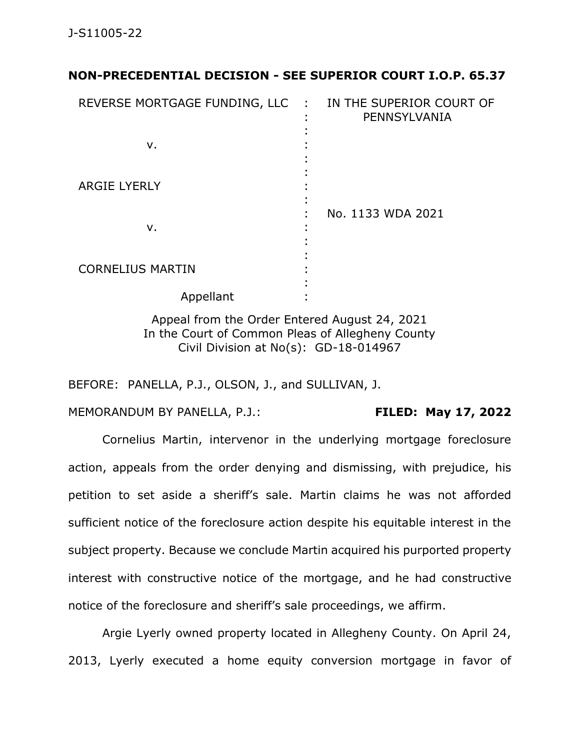J-S11005-22

**NON-PRECEDENTIAL DECISION - SEE SUPERIOR COURT I.O.P. 65.37**

| | | |
|---|---|---|
| REVERSE MORTGAGE FUNDING, LLC | : | IN THE SUPERIOR COURT OF PENNSYLVANIA |
| v. | : | |
| ARGIE LYERLY | : | |
| v. | : | No. 1133 WDA 2021 |
| CORNELIUS MARTIN | : | |
| Appellant | : | |

Appeal from the Order Entered August 24, 2021
In the Court of Common Pleas of Allegheny County
Civil Division at No(s): GD-18-014967

BEFORE: PANELLA, P.J., OLSON, J., and SULLIVAN, J.

MEMORANDUM BY PANELLA, P.J.: **FILED: May 17, 2022**

Cornelius Martin, intervenor in the underlying mortgage foreclosure action, appeals from the order denying and dismissing, with prejudice, his petition to set aside a sheriff's sale. Martin claims he was not afforded sufficient notice of the foreclosure action despite his equitable interest in the subject property. Because we conclude Martin acquired his purported property interest with constructive notice of the mortgage, and he had constructive notice of the foreclosure and sheriff's sale proceedings, we affirm.

Argie Lyerly owned property located in Allegheny County. On April 24, 2013, Lyerly executed a home equity conversion mortgage in favor of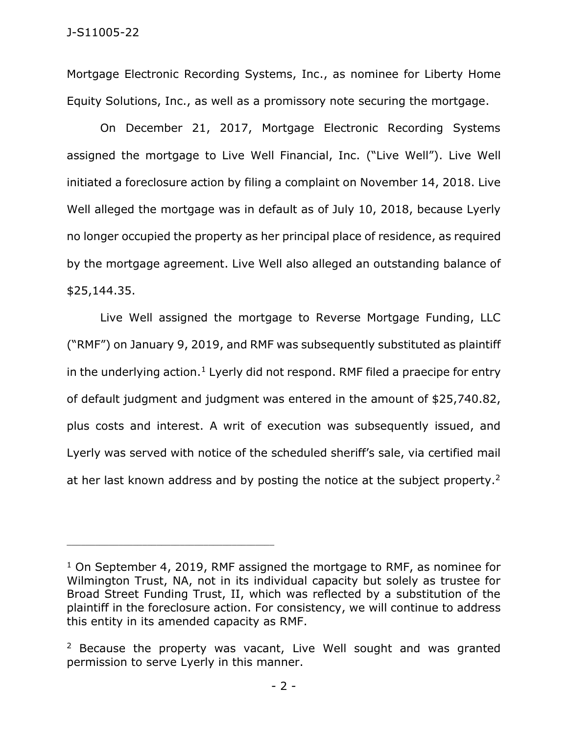Mortgage Electronic Recording Systems, Inc., as nominee for Liberty Home Equity Solutions, Inc., as well as a promissory note securing the mortgage.

On December 21, 2017, Mortgage Electronic Recording Systems assigned the mortgage to Live Well Financial, Inc. ("Live Well"). Live Well initiated a foreclosure action by filing a complaint on November 14, 2018. Live Well alleged the mortgage was in default as of July 10, 2018, because Lyerly no longer occupied the property as her principal place of residence, as required by the mortgage agreement. Live Well also alleged an outstanding balance of $25,144.35.

Live Well assigned the mortgage to Reverse Mortgage Funding, LLC ("RMF") on January 9, 2019, and RMF was subsequently substituted as plaintiff in the underlying action.[1] Lyerly did not respond. RMF filed a praecipe for entry of default judgment and judgment was entered in the amount of $25,740.82, plus costs and interest. A writ of execution was subsequently issued, and Lyerly was served with notice of the scheduled sheriff's sale, via certified mail at her last known address and by posting the notice at the subject property.[2]

---

[1] On September 4, 2019, RMF assigned the mortgage to RMF, as nominee for Wilmington Trust, NA, not in its individual capacity but solely as trustee for Broad Street Funding Trust, II, which was reflected by a substitution of the plaintiff in the foreclosure action. For consistency, we will continue to address this entity in its amended capacity as RMF.

[2] Because the property was vacant, Live Well sought and was granted permission to serve Lyerly in this manner.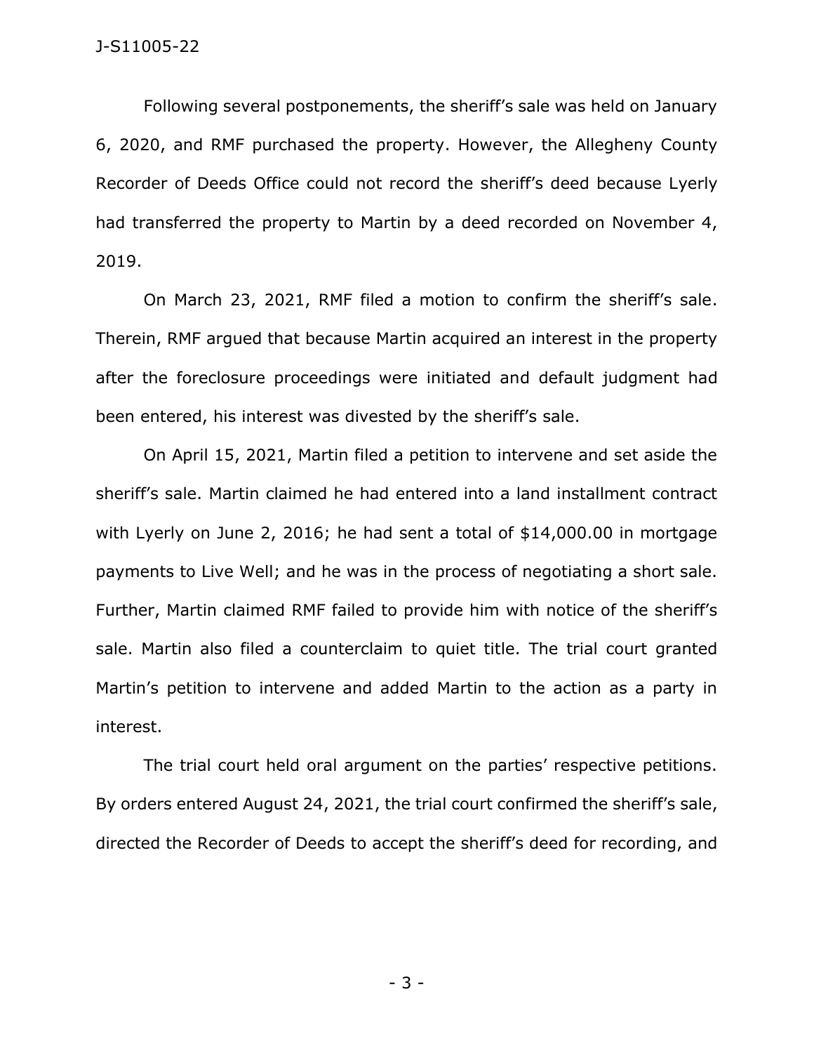Following several postponements, the sheriff's sale was held on January 6, 2020, and RMF purchased the property. However, the Allegheny County Recorder of Deeds Office could not record the sheriff's deed because Lyerly had transferred the property to Martin by a deed recorded on November 4, 2019.

On March 23, 2021, RMF filed a motion to confirm the sheriff's sale. Therein, RMF argued that because Martin acquired an interest in the property after the foreclosure proceedings were initiated and default judgment had been entered, his interest was divested by the sheriff's sale.

On April 15, 2021, Martin filed a petition to intervene and set aside the sheriff's sale. Martin claimed he had entered into a land installment contract with Lyerly on June 2, 2016; he had sent a total of $14,000.00 in mortgage payments to Live Well; and he was in the process of negotiating a short sale. Further, Martin claimed RMF failed to provide him with notice of the sheriff's sale. Martin also filed a counterclaim to quiet title. The trial court granted Martin's petition to intervene and added Martin to the action as a party in interest.

The trial court held oral argument on the parties' respective petitions. By orders entered August 24, 2021, the trial court confirmed the sheriff's sale, directed the Recorder of Deeds to accept the sheriff's deed for recording, and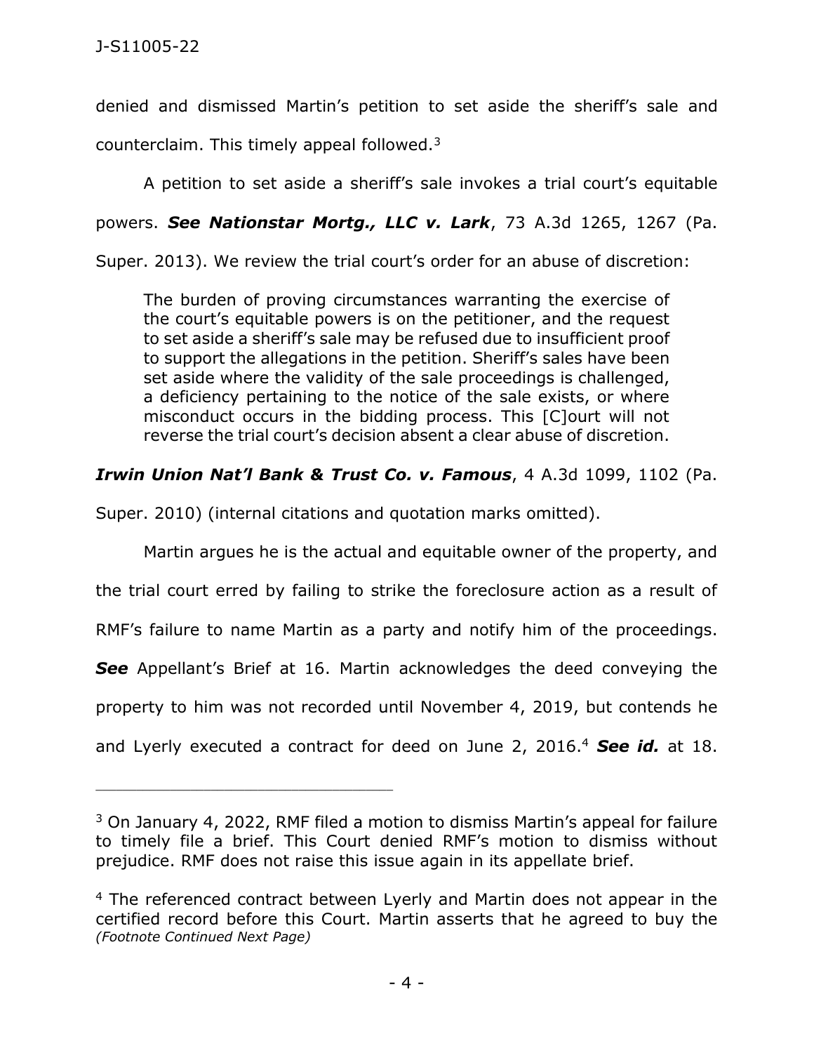denied and dismissed Martin's petition to set aside the sheriff's sale and counterclaim. This timely appeal followed.[3]

A petition to set aside a sheriff's sale invokes a trial court's equitable powers. ***See Nationstar Mortg., LLC v. Lark***, 73 A.3d 1265, 1267 (Pa. Super. 2013). We review the trial court's order for an abuse of discretion:

> The burden of proving circumstances warranting the exercise of the court's equitable powers is on the petitioner, and the request to set aside a sheriff's sale may be refused due to insufficient proof to support the allegations in the petition. Sheriff's sales have been set aside where the validity of the sale proceedings is challenged, a deficiency pertaining to the notice of the sale exists, or where misconduct occurs in the bidding process. This [C]ourt will not reverse the trial court's decision absent a clear abuse of discretion.

***Irwin Union Nat'l Bank & Trust Co. v. Famous***, 4 A.3d 1099, 1102 (Pa. Super. 2010) (internal citations and quotation marks omitted).

Martin argues he is the actual and equitable owner of the property, and the trial court erred by failing to strike the foreclosure action as a result of RMF's failure to name Martin as a party and notify him of the proceedings. ***See*** Appellant's Brief at 16. Martin acknowledges the deed conveying the property to him was not recorded until November 4, 2019, but contends he and Lyerly executed a contract for deed on June 2, 2016.[4] ***See id.*** at 18.

---

[3] On January 4, 2022, RMF filed a motion to dismiss Martin's appeal for failure to timely file a brief. This Court denied RMF's motion to dismiss without prejudice. RMF does not raise this issue again in its appellate brief.

[4] The referenced contract between Lyerly and Martin does not appear in the certified record before this Court. Martin asserts that he agreed to buy the *(Footnote Continued Next Page)*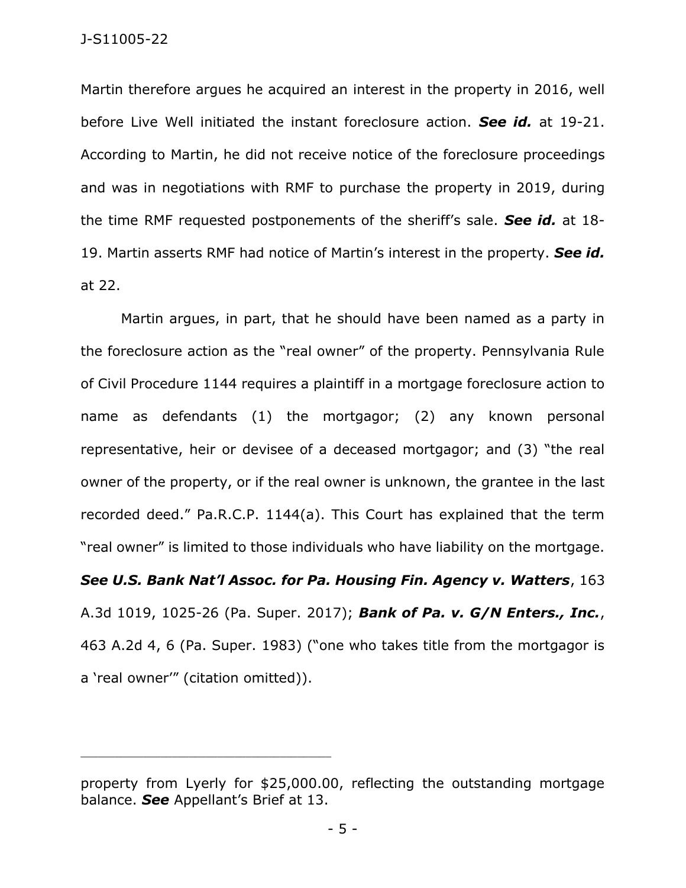Martin therefore argues he acquired an interest in the property in 2016, well before Live Well initiated the instant foreclosure action. ***See id.*** at 19-21. According to Martin, he did not receive notice of the foreclosure proceedings and was in negotiations with RMF to purchase the property in 2019, during the time RMF requested postponements of the sheriff's sale. ***See id.*** at 18-19. Martin asserts RMF had notice of Martin's interest in the property. ***See id.*** at 22.

Martin argues, in part, that he should have been named as a party in the foreclosure action as the "real owner" of the property. Pennsylvania Rule of Civil Procedure 1144 requires a plaintiff in a mortgage foreclosure action to name as defendants (1) the mortgagor; (2) any known personal representative, heir or devisee of a deceased mortgagor; and (3) "the real owner of the property, or if the real owner is unknown, the grantee in the last recorded deed." Pa.R.C.P. 1144(a). This Court has explained that the term "real owner" is limited to those individuals who have liability on the mortgage. ***See U.S. Bank Nat'l Assoc. for Pa. Housing Fin. Agency v. Watters***, 163 A.3d 1019, 1025-26 (Pa. Super. 2017); ***Bank of Pa. v. G/N Enters., Inc.***, 463 A.2d 4, 6 (Pa. Super. 1983) ("one who takes title from the mortgagor is a 'real owner'" (citation omitted)).

---

property from Lyerly for $25,000.00, reflecting the outstanding mortgage balance. ***See*** Appellant's Brief at 13.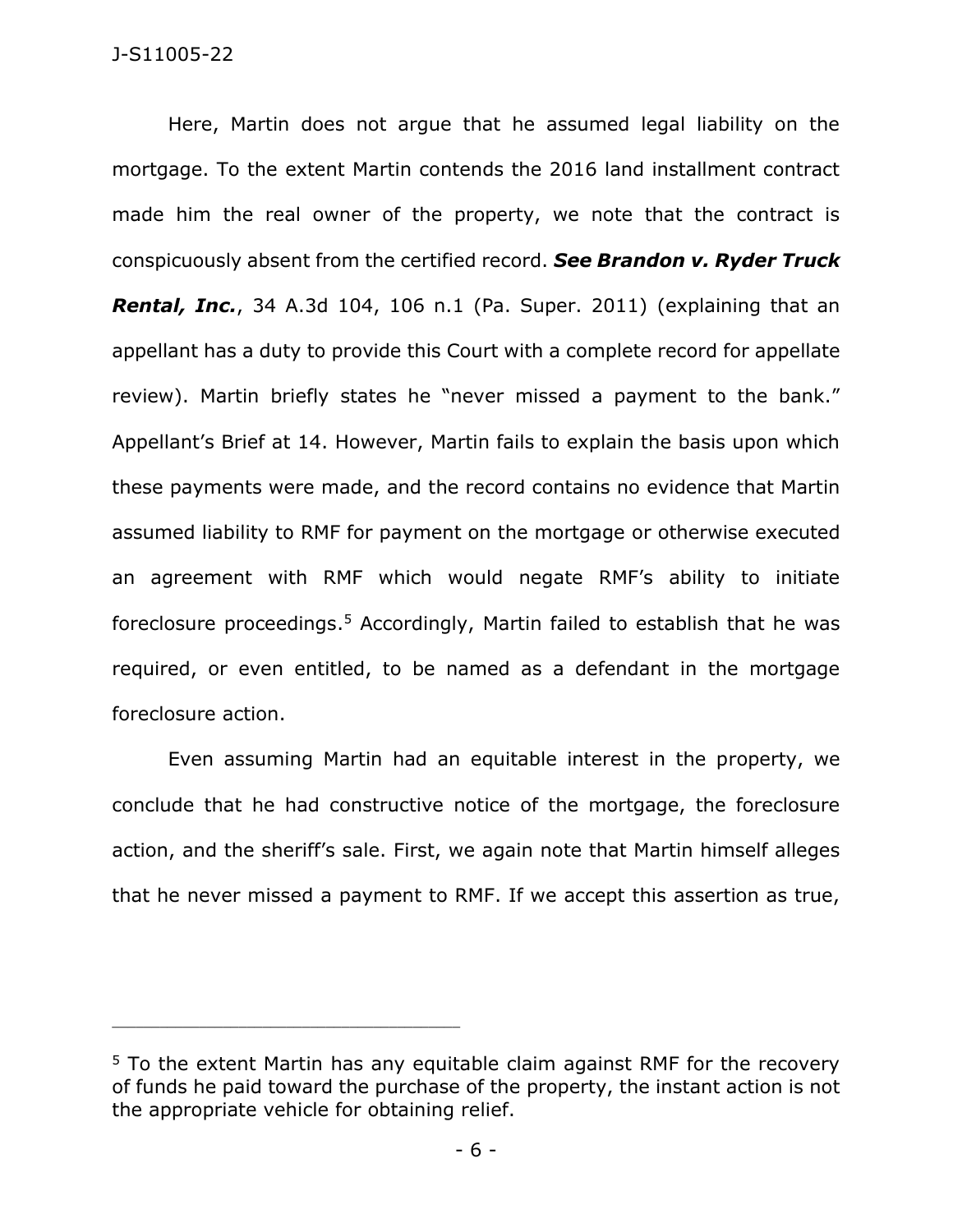Here, Martin does not argue that he assumed legal liability on the mortgage. To the extent Martin contends the 2016 land installment contract made him the real owner of the property, we note that the contract is conspicuously absent from the certified record. ***See Brandon v. Ryder Truck Rental, Inc.***, 34 A.3d 104, 106 n.1 (Pa. Super. 2011) (explaining that an appellant has a duty to provide this Court with a complete record for appellate review). Martin briefly states he "never missed a payment to the bank." Appellant's Brief at 14. However, Martin fails to explain the basis upon which these payments were made, and the record contains no evidence that Martin assumed liability to RMF for payment on the mortgage or otherwise executed an agreement with RMF which would negate RMF's ability to initiate foreclosure proceedings.[5] Accordingly, Martin failed to establish that he was required, or even entitled, to be named as a defendant in the mortgage foreclosure action.

Even assuming Martin had an equitable interest in the property, we conclude that he had constructive notice of the mortgage, the foreclosure action, and the sheriff's sale. First, we again note that Martin himself alleges that he never missed a payment to RMF. If we accept this assertion as true,

---

[5] To the extent Martin has any equitable claim against RMF for the recovery of funds he paid toward the purchase of the property, the instant action is not the appropriate vehicle for obtaining relief.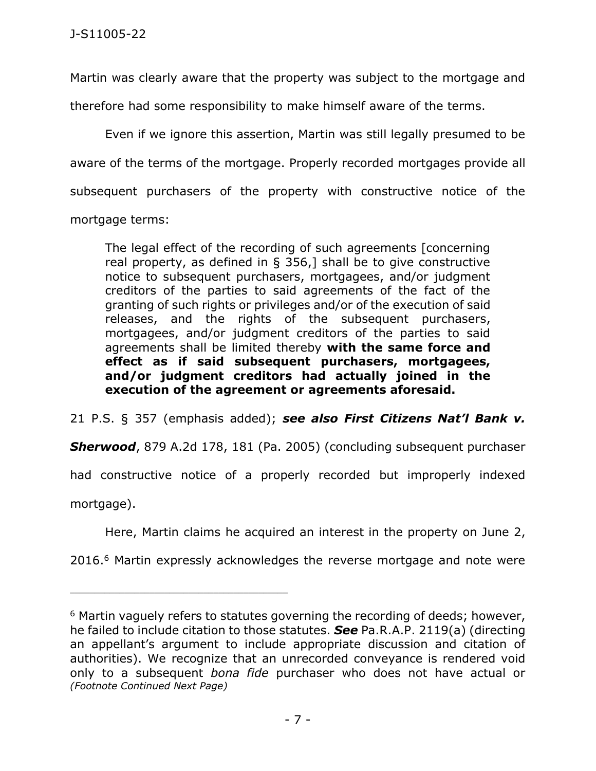Martin was clearly aware that the property was subject to the mortgage and therefore had some responsibility to make himself aware of the terms.

Even if we ignore this assertion, Martin was still legally presumed to be aware of the terms of the mortgage. Properly recorded mortgages provide all subsequent purchasers of the property with constructive notice of the mortgage terms:

> The legal effect of the recording of such agreements [concerning real property, as defined in § 356,] shall be to give constructive notice to subsequent purchasers, mortgagees, and/or judgment creditors of the parties to said agreements of the fact of the granting of such rights or privileges and/or of the execution of said releases, and the rights of the subsequent purchasers, mortgagees, and/or judgment creditors of the parties to said agreements shall be limited thereby **with the same force and effect as if said subsequent purchasers, mortgagees, and/or judgment creditors had actually joined in the execution of the agreement or agreements aforesaid.**

21 P.S. § 357 (emphasis added); ***see also First Citizens Nat'l Bank v. Sherwood***, 879 A.2d 178, 181 (Pa. 2005) (concluding subsequent purchaser had constructive notice of a properly recorded but improperly indexed mortgage).

Here, Martin claims he acquired an interest in the property on June 2, 2016.[6] Martin expressly acknowledges the reverse mortgage and note were

---

[6] Martin vaguely refers to statutes governing the recording of deeds; however, he failed to include citation to those statutes. ***See*** Pa.R.A.P. 2119(a) (directing an appellant's argument to include appropriate discussion and citation of authorities). We recognize that an unrecorded conveyance is rendered void only to a subsequent *bona fide* purchaser who does not have actual or *(Footnote Continued Next Page)*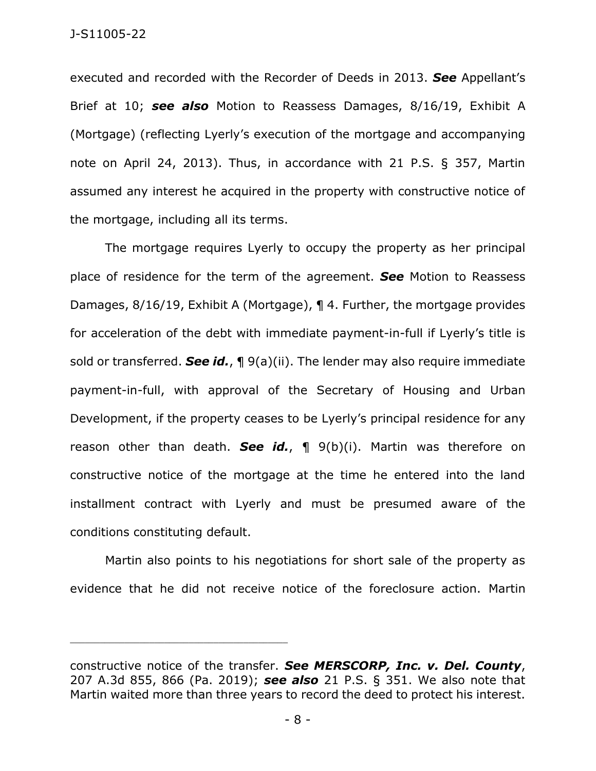executed and recorded with the Recorder of Deeds in 2013. ***See*** Appellant's Brief at 10; ***see also*** Motion to Reassess Damages, 8/16/19, Exhibit A (Mortgage) (reflecting Lyerly's execution of the mortgage and accompanying note on April 24, 2013). Thus, in accordance with 21 P.S. § 357, Martin assumed any interest he acquired in the property with constructive notice of the mortgage, including all its terms.

The mortgage requires Lyerly to occupy the property as her principal place of residence for the term of the agreement. ***See*** Motion to Reassess Damages, 8/16/19, Exhibit A (Mortgage), ¶ 4. Further, the mortgage provides for acceleration of the debt with immediate payment-in-full if Lyerly's title is sold or transferred. ***See id.***, ¶ 9(a)(ii). The lender may also require immediate payment-in-full, with approval of the Secretary of Housing and Urban Development, if the property ceases to be Lyerly's principal residence for any reason other than death. ***See id.***, ¶ 9(b)(i). Martin was therefore on constructive notice of the mortgage at the time he entered into the land installment contract with Lyerly and must be presumed aware of the conditions constituting default.

Martin also points to his negotiations for short sale of the property as evidence that he did not receive notice of the foreclosure action. Martin

---

constructive notice of the transfer. ***See MERSCORP, Inc. v. Del. County***, 207 A.3d 855, 866 (Pa. 2019); ***see also*** 21 P.S. § 351. We also note that Martin waited more than three years to record the deed to protect his interest.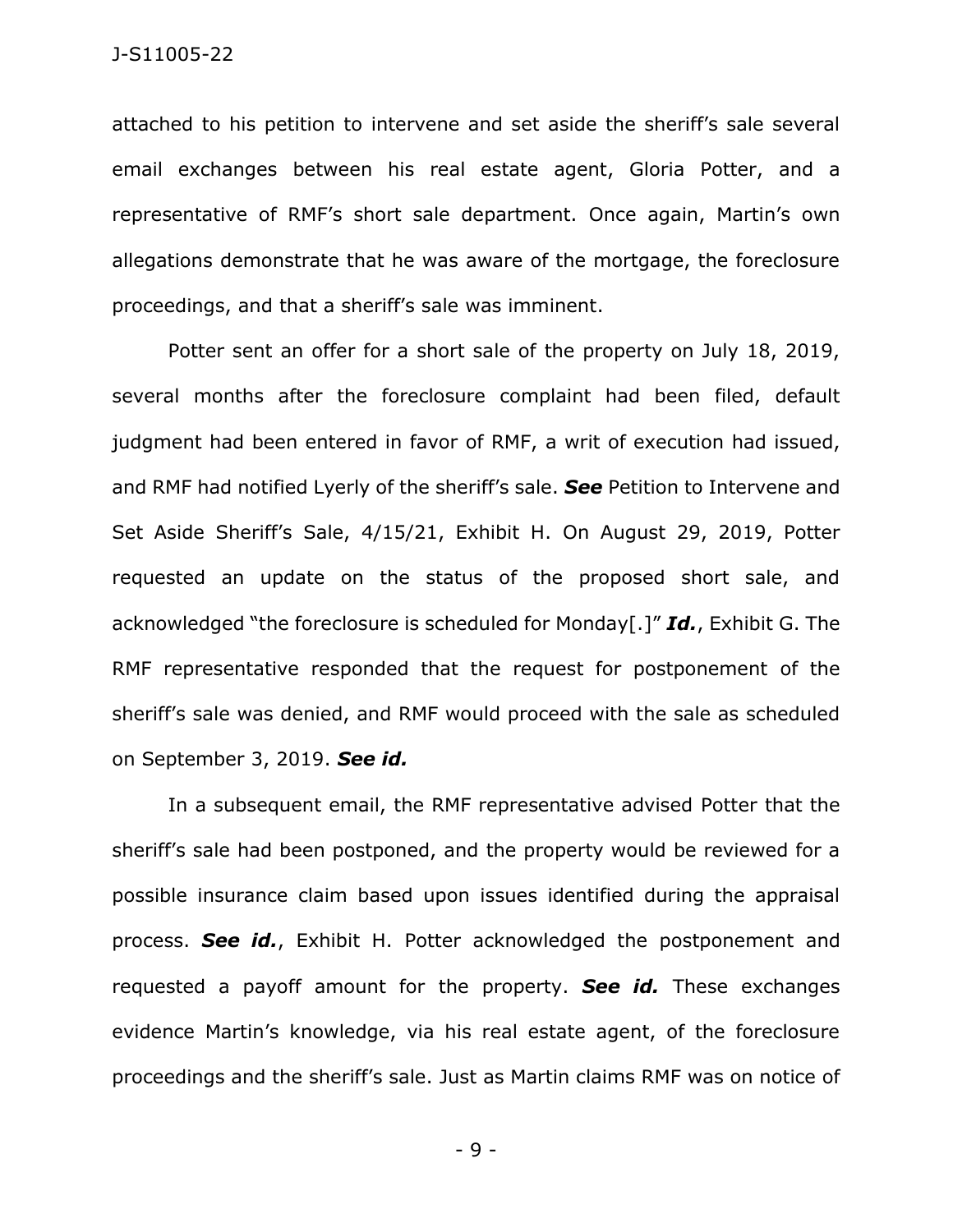attached to his petition to intervene and set aside the sheriff's sale several email exchanges between his real estate agent, Gloria Potter, and a representative of RMF's short sale department. Once again, Martin's own allegations demonstrate that he was aware of the mortgage, the foreclosure proceedings, and that a sheriff's sale was imminent.

Potter sent an offer for a short sale of the property on July 18, 2019, several months after the foreclosure complaint had been filed, default judgment had been entered in favor of RMF, a writ of execution had issued, and RMF had notified Lyerly of the sheriff's sale. ***See*** Petition to Intervene and Set Aside Sheriff's Sale, 4/15/21, Exhibit H. On August 29, 2019, Potter requested an update on the status of the proposed short sale, and acknowledged "the foreclosure is scheduled for Monday[.]" ***Id.***, Exhibit G. The RMF representative responded that the request for postponement of the sheriff's sale was denied, and RMF would proceed with the sale as scheduled on September 3, 2019. ***See id.***

In a subsequent email, the RMF representative advised Potter that the sheriff's sale had been postponed, and the property would be reviewed for a possible insurance claim based upon issues identified during the appraisal process. ***See id.***, Exhibit H. Potter acknowledged the postponement and requested a payoff amount for the property. ***See id.*** These exchanges evidence Martin's knowledge, via his real estate agent, of the foreclosure proceedings and the sheriff's sale. Just as Martin claims RMF was on notice of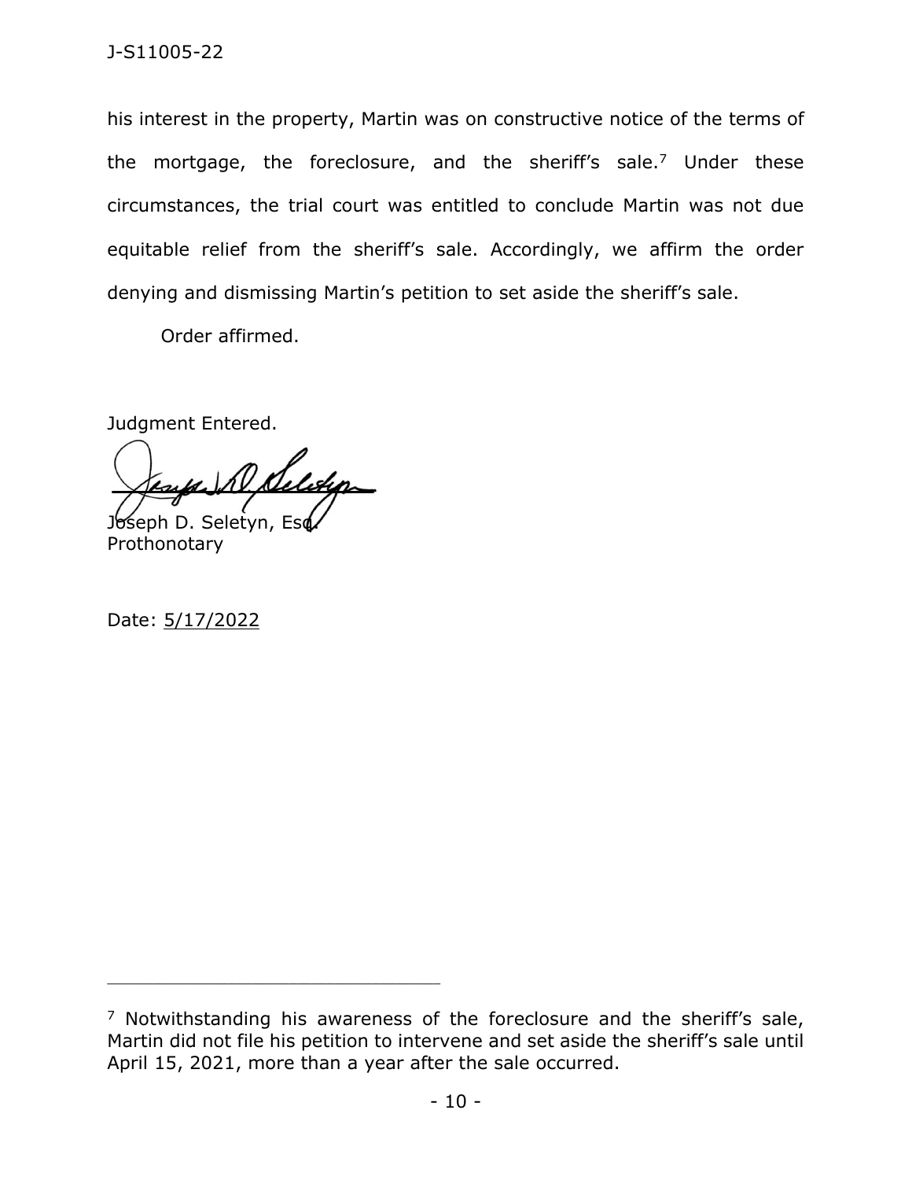his interest in the property, Martin was on constructive notice of the terms of the mortgage, the foreclosure, and the sheriff's sale.[7] Under these circumstances, the trial court was entitled to conclude Martin was not due equitable relief from the sheriff's sale. Accordingly, we affirm the order denying and dismissing Martin's petition to set aside the sheriff's sale.

Order affirmed.

Judgment Entered.

Joseph D. Seletyn, Esq.
Prothonotary

Date: 5/17/2022

---

[7] Notwithstanding his awareness of the foreclosure and the sheriff's sale, Martin did not file his petition to intervene and set aside the sheriff's sale until April 15, 2021, more than a year after the sale occurred.